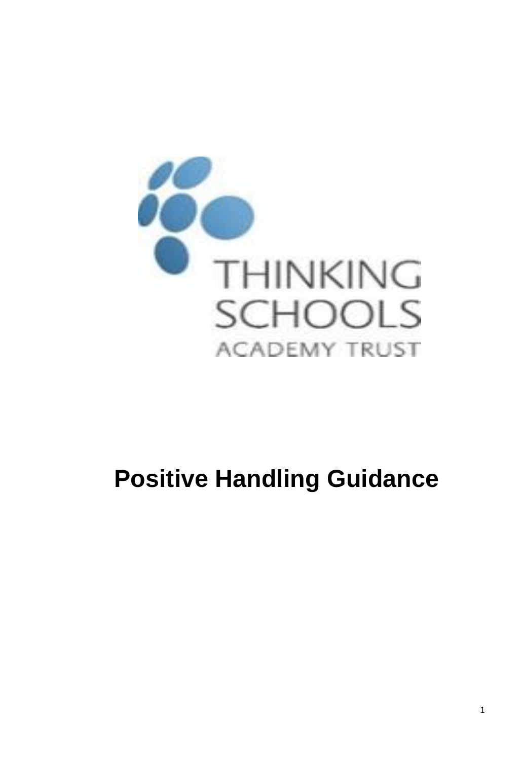THINKING SCHOOLS ACADEMY TRUST

# Positive Handling Guidance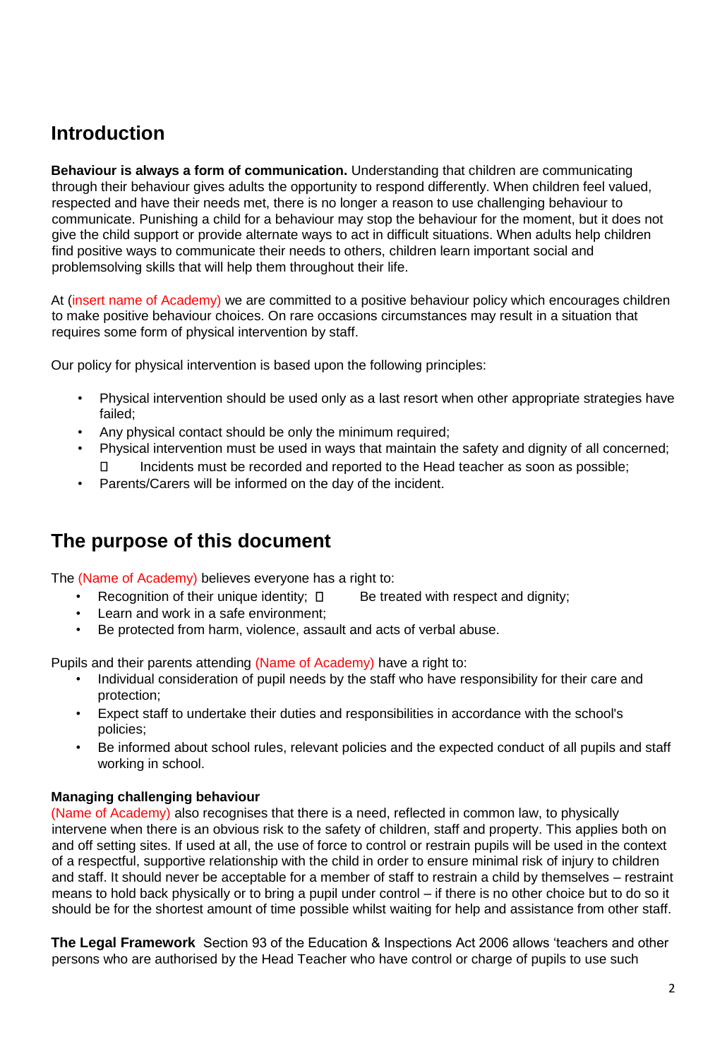## Introduction

**Behaviour is always a form of communication.** Understanding that children are communicating through their behaviour gives adults the opportunity to respond differently. When children feel valued, respected and have their needs met, there is no longer a reason to use challenging behaviour to communicate. Punishing a child for a behaviour may stop the behaviour for the moment, but it does not give the child support or provide alternate ways to act in difficult situations. When adults help children find positive ways to communicate their needs to others, children learn important social and problemsolving skills that will help them throughout their life.

At (insert name of Academy) we are committed to a positive behaviour policy which encourages children to make positive behaviour choices. On rare occasions circumstances may result in a situation that requires some form of physical intervention by staff.

Our policy for physical intervention is based upon the following principles:

- Physical intervention should be used only as a last resort when other appropriate strategies have failed;
- Any physical contact should be only the minimum required;
- Physical intervention must be used in ways that maintain the safety and dignity of all concerned;
- Incidents must be recorded and reported to the Head teacher as soon as possible;
- Parents/Carers will be informed on the day of the incident.

## The purpose of this document

The (Name of Academy) believes everyone has a right to:

- Recognition of their unique identity;
- Be treated with respect and dignity;
- Learn and work in a safe environment;
- Be protected from harm, violence, assault and acts of verbal abuse.

Pupils and their parents attending (Name of Academy) have a right to:

- Individual consideration of pupil needs by the staff who have responsibility for their care and protection;
- Expect staff to undertake their duties and responsibilities in accordance with the school's policies;
- Be informed about school rules, relevant policies and the expected conduct of all pupils and staff working in school.

**Managing challenging behaviour**

(Name of Academy) also recognises that there is a need, reflected in common law, to physically intervene when there is an obvious risk to the safety of children, staff and property. This applies both on and off setting sites. If used at all, the use of force to control or restrain pupils will be used in the context of a respectful, supportive relationship with the child in order to ensure minimal risk of injury to children and staff. It should never be acceptable for a member of staff to restrain a child by themselves – restraint means to hold back physically or to bring a pupil under control – if there is no other choice but to do so it should be for the shortest amount of time possible whilst waiting for help and assistance from other staff.

**The Legal Framework** Section 93 of the Education & Inspections Act 2006 allows 'teachers and other persons who are authorised by the Head Teacher who have control or charge of pupils to use such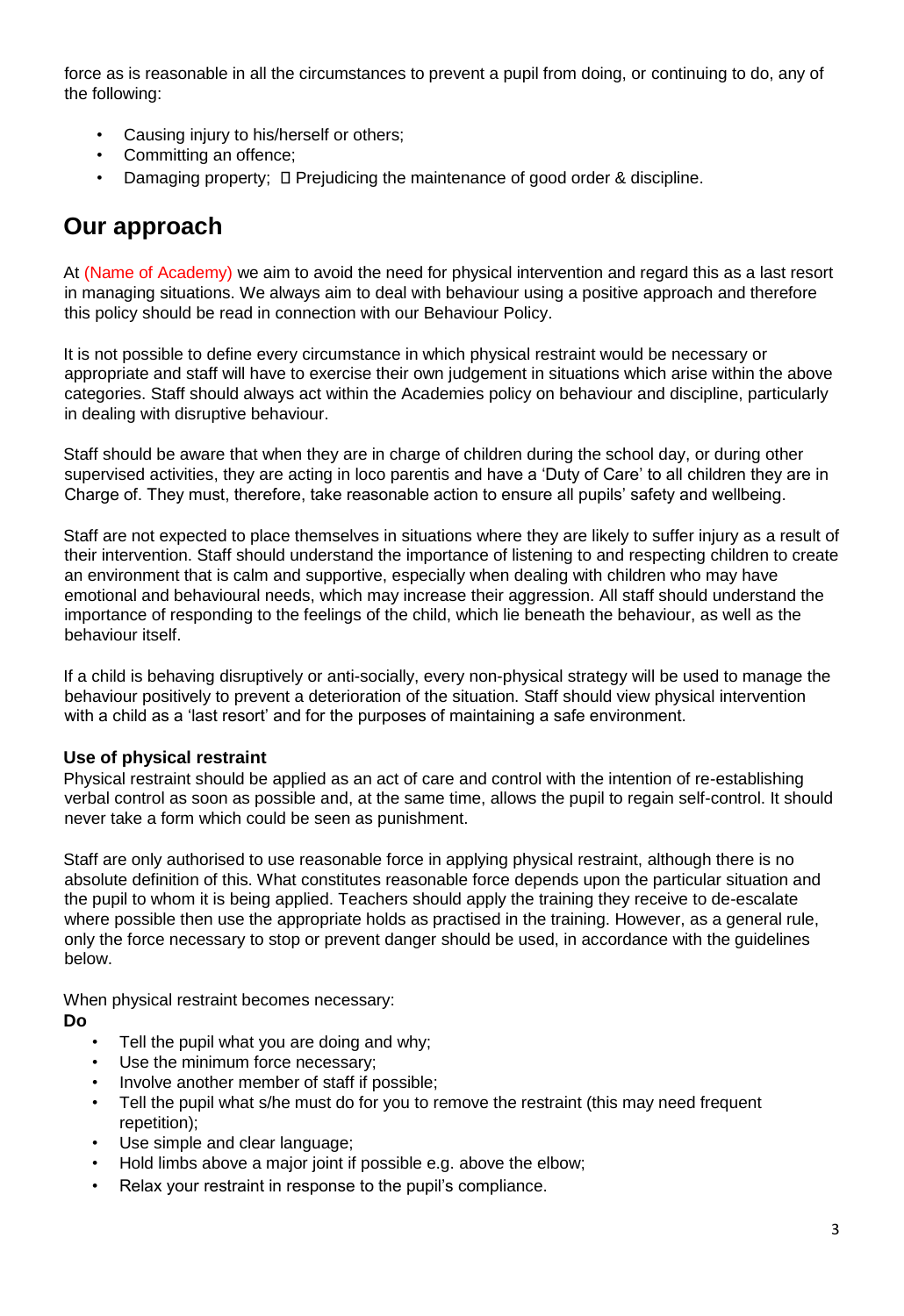force as is reasonable in all the circumstances to prevent a pupil from doing, or continuing to do, any of the following:

- Causing injury to his/herself or others;
- Committing an offence;
- Damaging property;  Prejudicing the maintenance of good order & discipline.

## Our approach

At (Name of Academy) we aim to avoid the need for physical intervention and regard this as a last resort in managing situations. We always aim to deal with behaviour using a positive approach and therefore this policy should be read in connection with our Behaviour Policy.

It is not possible to define every circumstance in which physical restraint would be necessary or appropriate and staff will have to exercise their own judgement in situations which arise within the above categories. Staff should always act within the Academies policy on behaviour and discipline, particularly in dealing with disruptive behaviour.

Staff should be aware that when they are in charge of children during the school day, or during other supervised activities, they are acting in loco parentis and have a 'Duty of Care' to all children they are in Charge of. They must, therefore, take reasonable action to ensure all pupils' safety and wellbeing.

Staff are not expected to place themselves in situations where they are likely to suffer injury as a result of their intervention. Staff should understand the importance of listening to and respecting children to create an environment that is calm and supportive, especially when dealing with children who may have emotional and behavioural needs, which may increase their aggression. All staff should understand the importance of responding to the feelings of the child, which lie beneath the behaviour, as well as the behaviour itself.

If a child is behaving disruptively or anti-socially, every non-physical strategy will be used to manage the behaviour positively to prevent a deterioration of the situation. Staff should view physical intervention with a child as a 'last resort' and for the purposes of maintaining a safe environment.

### Use of physical restraint

Physical restraint should be applied as an act of care and control with the intention of re-establishing verbal control as soon as possible and, at the same time, allows the pupil to regain self-control. It should never take a form which could be seen as punishment.

Staff are only authorised to use reasonable force in applying physical restraint, although there is no absolute definition of this. What constitutes reasonable force depends upon the particular situation and the pupil to whom it is being applied. Teachers should apply the training they receive to de-escalate where possible then use the appropriate holds as practised in the training. However, as a general rule, only the force necessary to stop or prevent danger should be used, in accordance with the guidelines below.

When physical restraint becomes necessary:

**Do**

- Tell the pupil what you are doing and why;
- Use the minimum force necessary;
- Involve another member of staff if possible;
- Tell the pupil what s/he must do for you to remove the restraint (this may need frequent repetition);
- Use simple and clear language;
- Hold limbs above a major joint if possible e.g. above the elbow;
- Relax your restraint in response to the pupil's compliance.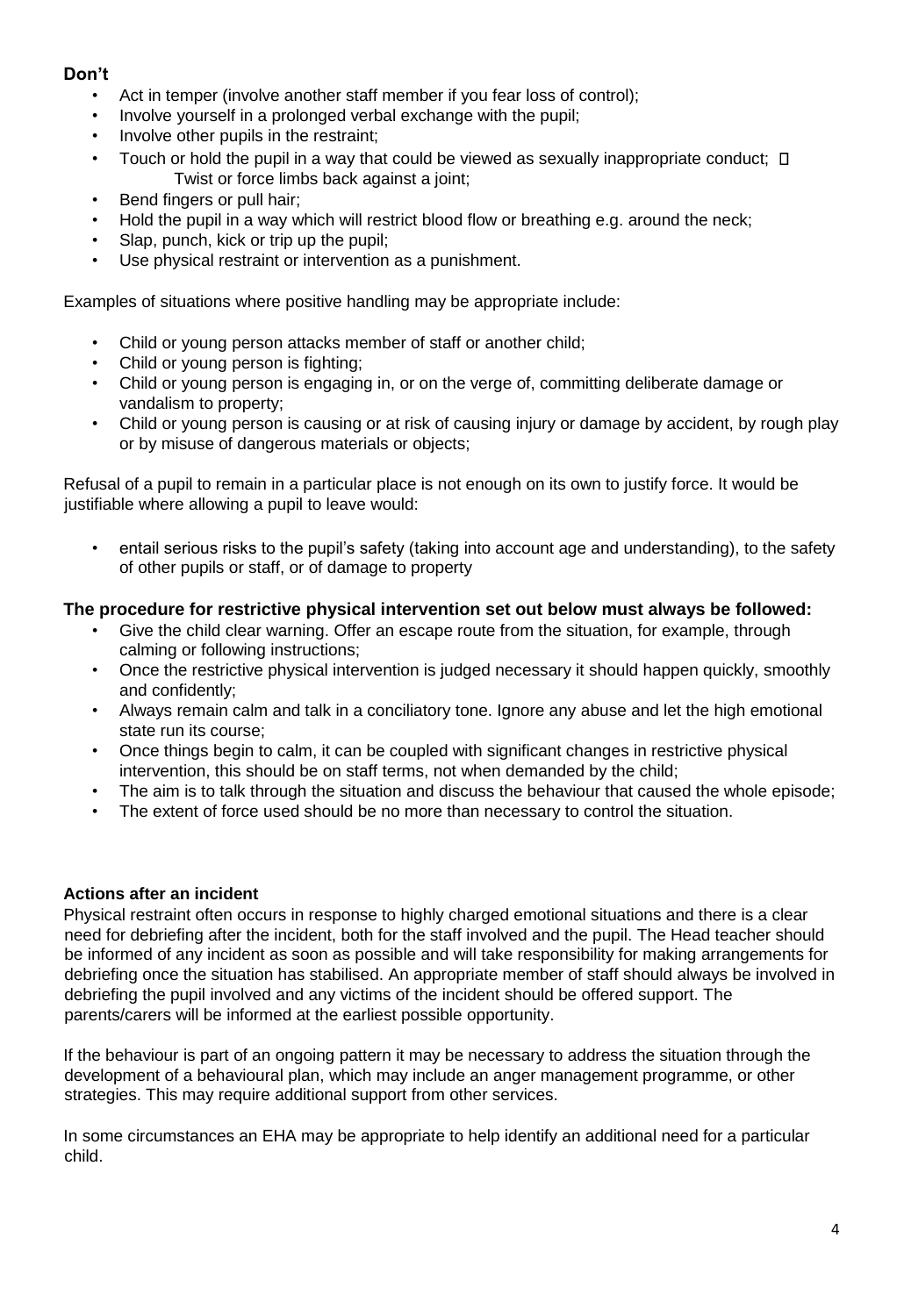### Don't

- Act in temper (involve another staff member if you fear loss of control);
- Involve yourself in a prolonged verbal exchange with the pupil;
- Involve other pupils in the restraint;
- Touch or hold the pupil in a way that could be viewed as sexually inappropriate conduct;  Twist or force limbs back against a joint;
- Bend fingers or pull hair;
- Hold the pupil in a way which will restrict blood flow or breathing e.g. around the neck;
- Slap, punch, kick or trip up the pupil;
- Use physical restraint or intervention as a punishment.

Examples of situations where positive handling may be appropriate include:

- Child or young person attacks member of staff or another child;
- Child or young person is fighting;
- Child or young person is engaging in, or on the verge of, committing deliberate damage or vandalism to property;
- Child or young person is causing or at risk of causing injury or damage by accident, by rough play or by misuse of dangerous materials or objects;

Refusal of a pupil to remain in a particular place is not enough on its own to justify force. It would be justifiable where allowing a pupil to leave would:

- entail serious risks to the pupil's safety (taking into account age and understanding), to the safety of other pupils or staff, or of damage to property

### The procedure for restrictive physical intervention set out below must always be followed:

- Give the child clear warning. Offer an escape route from the situation, for example, through calming or following instructions;
- Once the restrictive physical intervention is judged necessary it should happen quickly, smoothly and confidently;
- Always remain calm and talk in a conciliatory tone. Ignore any abuse and let the high emotional state run its course;
- Once things begin to calm, it can be coupled with significant changes in restrictive physical intervention, this should be on staff terms, not when demanded by the child;
- The aim is to talk through the situation and discuss the behaviour that caused the whole episode;
- The extent of force used should be no more than necessary to control the situation.

### Actions after an incident

Physical restraint often occurs in response to highly charged emotional situations and there is a clear need for debriefing after the incident, both for the staff involved and the pupil. The Head teacher should be informed of any incident as soon as possible and will take responsibility for making arrangements for debriefing once the situation has stabilised. An appropriate member of staff should always be involved in debriefing the pupil involved and any victims of the incident should be offered support. The parents/carers will be informed at the earliest possible opportunity.

If the behaviour is part of an ongoing pattern it may be necessary to address the situation through the development of a behavioural plan, which may include an anger management programme, or other strategies. This may require additional support from other services.

In some circumstances an EHA may be appropriate to help identify an additional need for a particular child.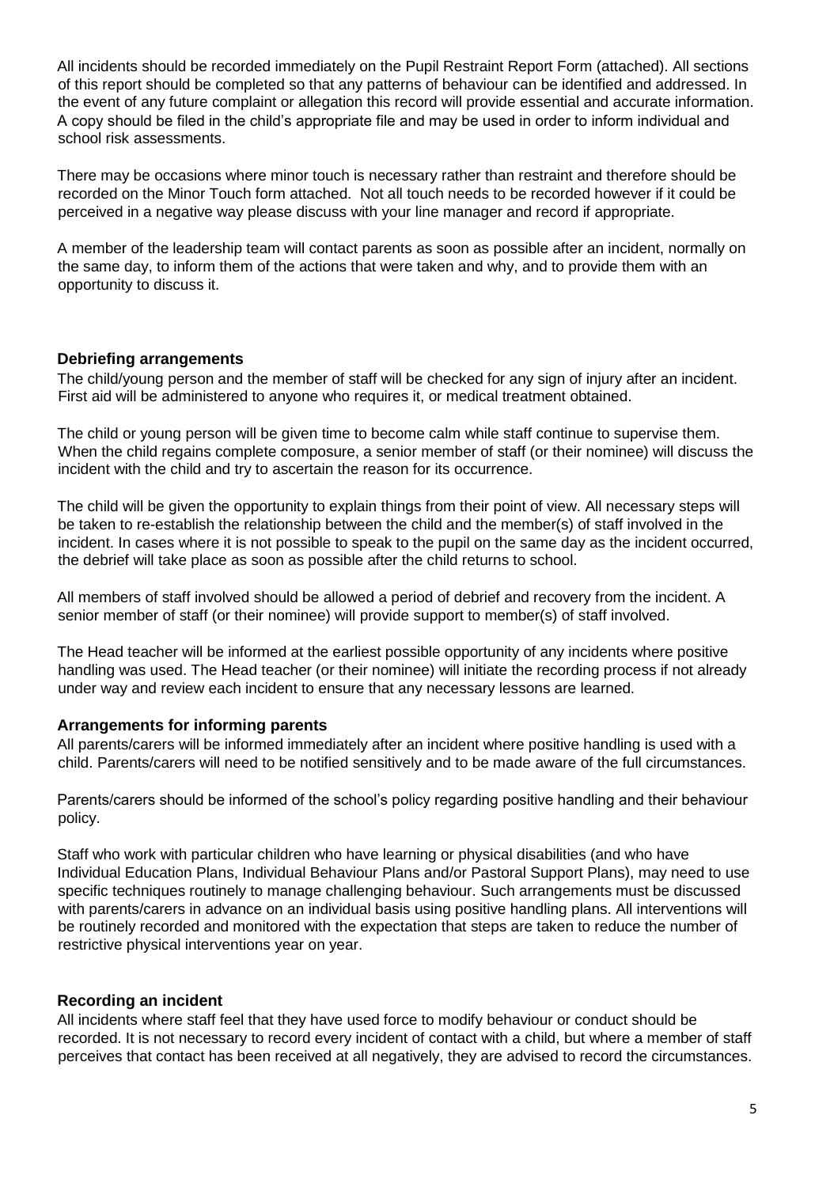All incidents should be recorded immediately on the Pupil Restraint Report Form (attached). All sections of this report should be completed so that any patterns of behaviour can be identified and addressed. In the event of any future complaint or allegation this record will provide essential and accurate information. A copy should be filed in the child's appropriate file and may be used in order to inform individual and school risk assessments.

There may be occasions where minor touch is necessary rather than restraint and therefore should be recorded on the Minor Touch form attached. Not all touch needs to be recorded however if it could be perceived in a negative way please discuss with your line manager and record if appropriate.

A member of the leadership team will contact parents as soon as possible after an incident, normally on the same day, to inform them of the actions that were taken and why, and to provide them with an opportunity to discuss it.

### Debriefing arrangements

The child/young person and the member of staff will be checked for any sign of injury after an incident. First aid will be administered to anyone who requires it, or medical treatment obtained.

The child or young person will be given time to become calm while staff continue to supervise them. When the child regains complete composure, a senior member of staff (or their nominee) will discuss the incident with the child and try to ascertain the reason for its occurrence.

The child will be given the opportunity to explain things from their point of view. All necessary steps will be taken to re-establish the relationship between the child and the member(s) of staff involved in the incident. In cases where it is not possible to speak to the pupil on the same day as the incident occurred, the debrief will take place as soon as possible after the child returns to school.

All members of staff involved should be allowed a period of debrief and recovery from the incident. A senior member of staff (or their nominee) will provide support to member(s) of staff involved.

The Head teacher will be informed at the earliest possible opportunity of any incidents where positive handling was used. The Head teacher (or their nominee) will initiate the recording process if not already under way and review each incident to ensure that any necessary lessons are learned.

### Arrangements for informing parents

All parents/carers will be informed immediately after an incident where positive handling is used with a child. Parents/carers will need to be notified sensitively and to be made aware of the full circumstances.

Parents/carers should be informed of the school's policy regarding positive handling and their behaviour policy.

Staff who work with particular children who have learning or physical disabilities (and who have Individual Education Plans, Individual Behaviour Plans and/or Pastoral Support Plans), may need to use specific techniques routinely to manage challenging behaviour. Such arrangements must be discussed with parents/carers in advance on an individual basis using positive handling plans. All interventions will be routinely recorded and monitored with the expectation that steps are taken to reduce the number of restrictive physical interventions year on year.

### Recording an incident

All incidents where staff feel that they have used force to modify behaviour or conduct should be recorded. It is not necessary to record every incident of contact with a child, but where a member of staff perceives that contact has been received at all negatively, they are advised to record the circumstances.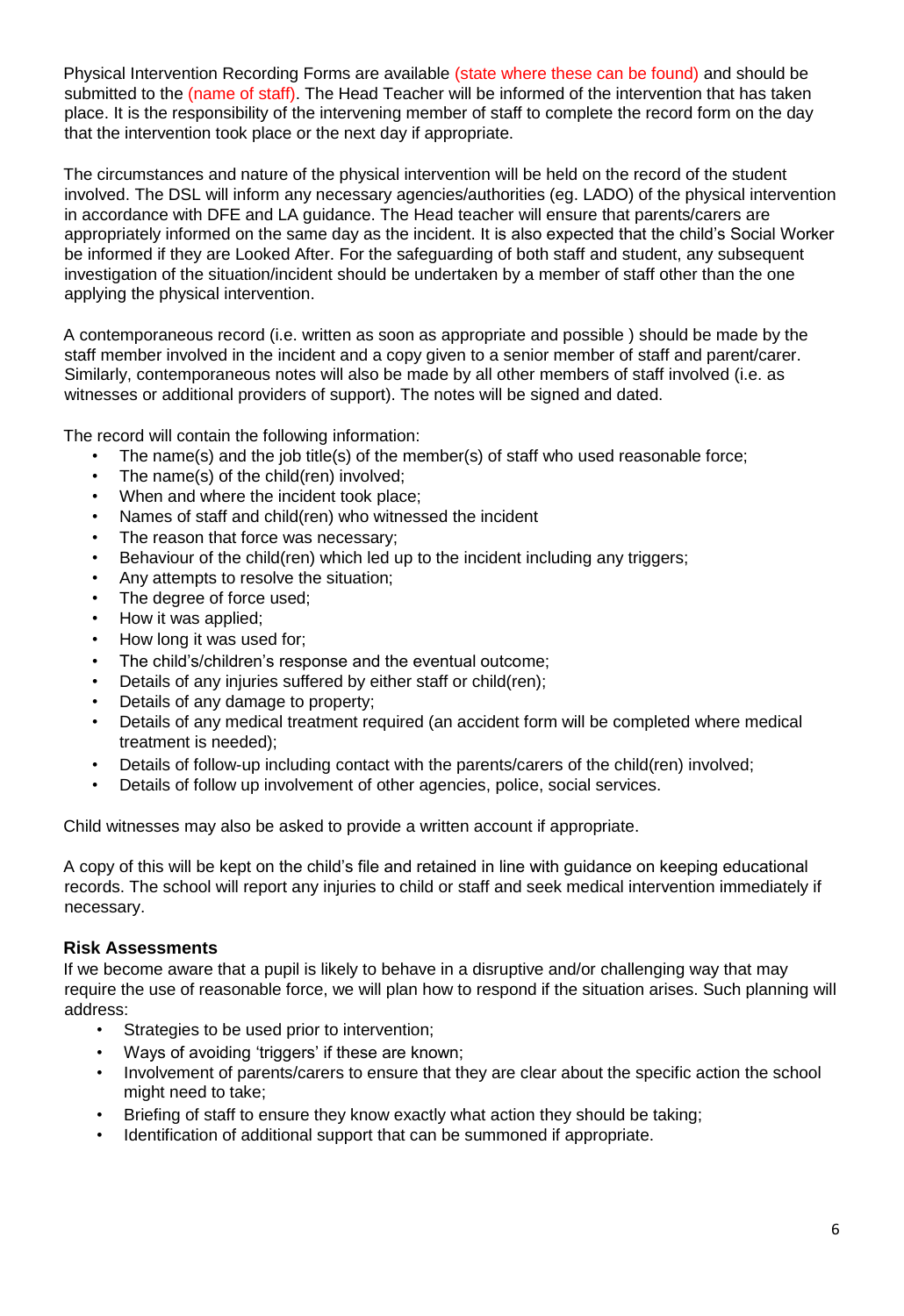Physical Intervention Recording Forms are available (state where these can be found) and should be submitted to the (name of staff). The Head Teacher will be informed of the intervention that has taken place. It is the responsibility of the intervening member of staff to complete the record form on the day that the intervention took place or the next day if appropriate.

The circumstances and nature of the physical intervention will be held on the record of the student involved. The DSL will inform any necessary agencies/authorities (eg. LADO) of the physical intervention in accordance with DFE and LA guidance. The Head teacher will ensure that parents/carers are appropriately informed on the same day as the incident. It is also expected that the child's Social Worker be informed if they are Looked After. For the safeguarding of both staff and student, any subsequent investigation of the situation/incident should be undertaken by a member of staff other than the one applying the physical intervention.

A contemporaneous record (i.e. written as soon as appropriate and possible ) should be made by the staff member involved in the incident and a copy given to a senior member of staff and parent/carer. Similarly, contemporaneous notes will also be made by all other members of staff involved (i.e. as witnesses or additional providers of support). The notes will be signed and dated.

The record will contain the following information:

- The name(s) and the job title(s) of the member(s) of staff who used reasonable force;
- The name(s) of the child(ren) involved;
- When and where the incident took place;
- Names of staff and child(ren) who witnessed the incident
- The reason that force was necessary;
- Behaviour of the child(ren) which led up to the incident including any triggers;
- Any attempts to resolve the situation;
- The degree of force used;
- How it was applied;
- How long it was used for;
- The child's/children's response and the eventual outcome;
- Details of any injuries suffered by either staff or child(ren);
- Details of any damage to property;
- Details of any medical treatment required (an accident form will be completed where medical treatment is needed);
- Details of follow-up including contact with the parents/carers of the child(ren) involved;
- Details of follow up involvement of other agencies, police, social services.

Child witnesses may also be asked to provide a written account if appropriate.

A copy of this will be kept on the child's file and retained in line with guidance on keeping educational records. The school will report any injuries to child or staff and seek medical intervention immediately if necessary.

**Risk Assessments**

If we become aware that a pupil is likely to behave in a disruptive and/or challenging way that may require the use of reasonable force, we will plan how to respond if the situation arises. Such planning will address:

- Strategies to be used prior to intervention;
- Ways of avoiding 'triggers' if these are known;
- Involvement of parents/carers to ensure that they are clear about the specific action the school might need to take;
- Briefing of staff to ensure they know exactly what action they should be taking;
- Identification of additional support that can be summoned if appropriate.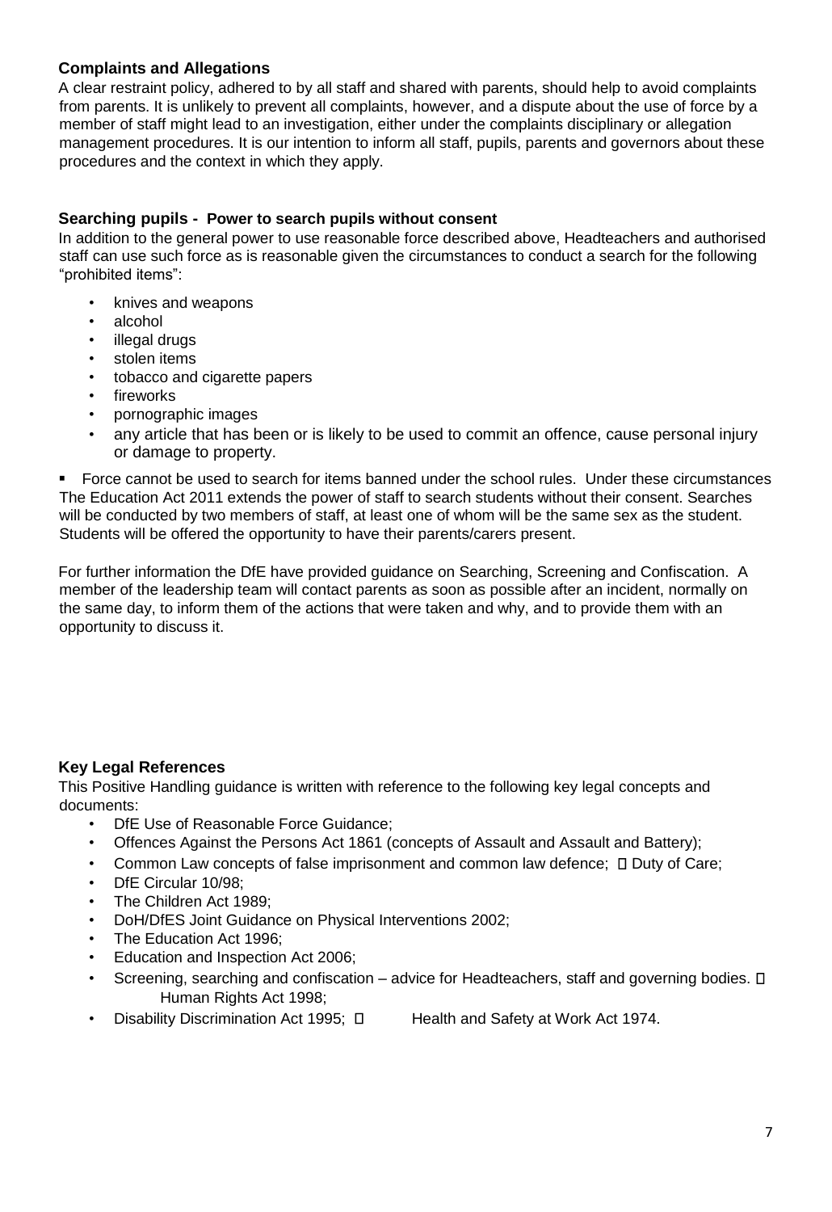### Complaints and Allegations

A clear restraint policy, adhered to by all staff and shared with parents, should help to avoid complaints from parents. It is unlikely to prevent all complaints, however, and a dispute about the use of force by a member of staff might lead to an investigation, either under the complaints disciplinary or allegation management procedures. It is our intention to inform all staff, pupils, parents and governors about these procedures and the context in which they apply.

### Searching pupils - Power to search pupils without consent

In addition to the general power to use reasonable force described above, Headteachers and authorised staff can use such force as is reasonable given the circumstances to conduct a search for the following "prohibited items":

- knives and weapons
- alcohol
- illegal drugs
- stolen items
- tobacco and cigarette papers
- fireworks
- pornographic images
- any article that has been or is likely to be used to commit an offence, cause personal injury or damage to property.

- Force cannot be used to search for items banned under the school rules. Under these circumstances The Education Act 2011 extends the power of staff to search students without their consent. Searches will be conducted by two members of staff, at least one of whom will be the same sex as the student. Students will be offered the opportunity to have their parents/carers present.

For further information the DfE have provided guidance on Searching, Screening and Confiscation. A member of the leadership team will contact parents as soon as possible after an incident, normally on the same day, to inform them of the actions that were taken and why, and to provide them with an opportunity to discuss it.

### Key Legal References

This Positive Handling guidance is written with reference to the following key legal concepts and documents:

- DfE Use of Reasonable Force Guidance;
- Offences Against the Persons Act 1861 (concepts of Assault and Assault and Battery);
- Common Law concepts of false imprisonment and common law defence;
- Duty of Care;
- DfE Circular 10/98;
- The Children Act 1989;
- DoH/DfES Joint Guidance on Physical Interventions 2002;
- The Education Act 1996;
- Education and Inspection Act 2006;
- Screening, searching and confiscation – advice for Headteachers, staff and governing bodies.
- Human Rights Act 1998;
- Disability Discrimination Act 1995;
- Health and Safety at Work Act 1974.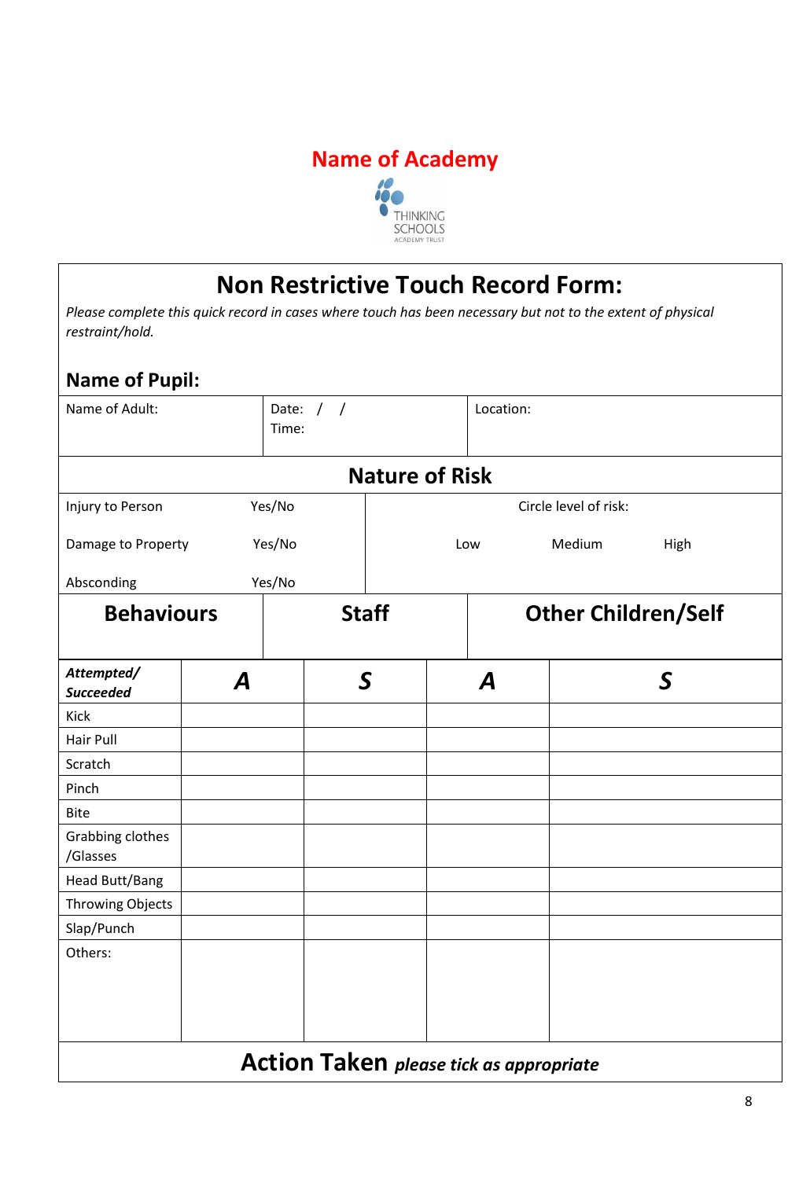# Name of Academy

THINKING SCHOOLS ACADEMY TRUST

## Non Restrictive Touch Record Form:

*Please complete this quick record in cases where touch has been necessary but not to the extent of physical restraint/hold.*

### Name of Pupil:

| Name of Adult: | Date: / / <br> Time: | Location: |
|---|---|---|

### Nature of Risk

| | | Circle level of risk: | | |
|---|---|---|---|---|
| Injury to Person | Yes/No | | | |
| Damage to Property | Yes/No | Low | Medium | High |
| Absconding | Yes/No | | | |

| Behaviours | Staff | | Other Children/Self | |
|---|---|---|---|---|
| ***Attempted/ Succeeded*** | ***A*** | ***S*** | ***A*** | ***S*** |
| Kick | | | | |
| Hair Pull | | | | |
| Scratch | | | | |
| Pinch | | | | |
| Bite | | | | |
| Grabbing clothes /Glasses | | | | |
| Head Butt/Bang | | | | |
| Throwing Objects | | | | |
| Slap/Punch | | | | |
| Others: | | | | |

### Action Taken *please tick as appropriate*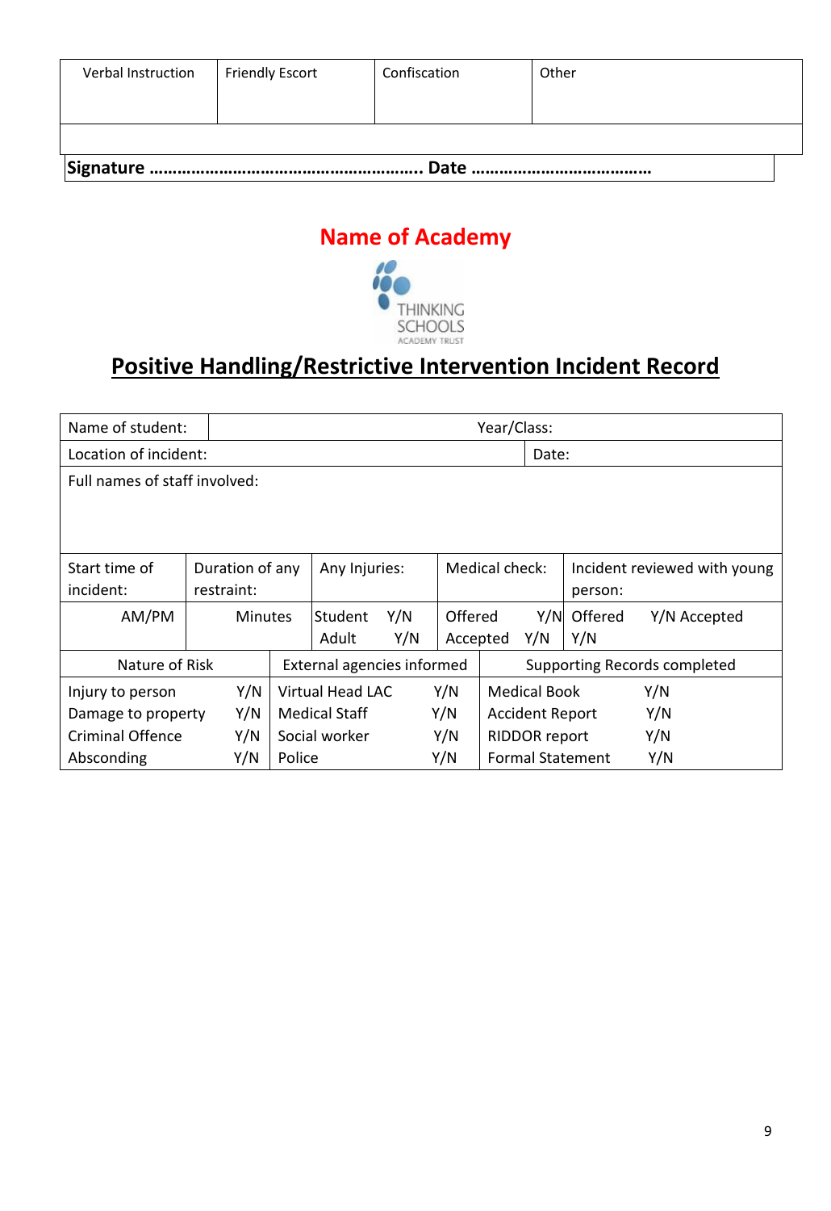| Verbal Instruction | Friendly Escort | Confiscation | Other |
|---|---|---|---|
| | | | |

**Signature ………………………………………………….. Date ……………………………….**

## Name of Academy

THINKING SCHOOLS ACADEMY TRUST

# Positive Handling/Restrictive Intervention Incident Record

| Name of student: | | Year/Class: | | |
|---|---|---|---|---|
| Location of incident: | | | Date: | |
| Full names of staff involved: | | | | |
| Start time of incident: | Duration of any restraint: | Any Injuries: | Medical check: | Incident reviewed with young person: |
| AM/PM | Minutes | Student Y/N<br>Adult Y/N | Offered Y/N<br>Accepted Y/N | Offered Y/N Accepted Y/N |

| Nature of Risk | External agencies informed | Supporting Records completed |
|---|---|---|
| Injury to person Y/N | Virtual Head LAC Y/N | Medical Book Y/N |
| Damage to property Y/N | Medical Staff Y/N | Accident Report Y/N |
| Criminal Offence Y/N | Social worker Y/N | RIDDOR report Y/N |
| Absconding Y/N | Police Y/N | Formal Statement Y/N |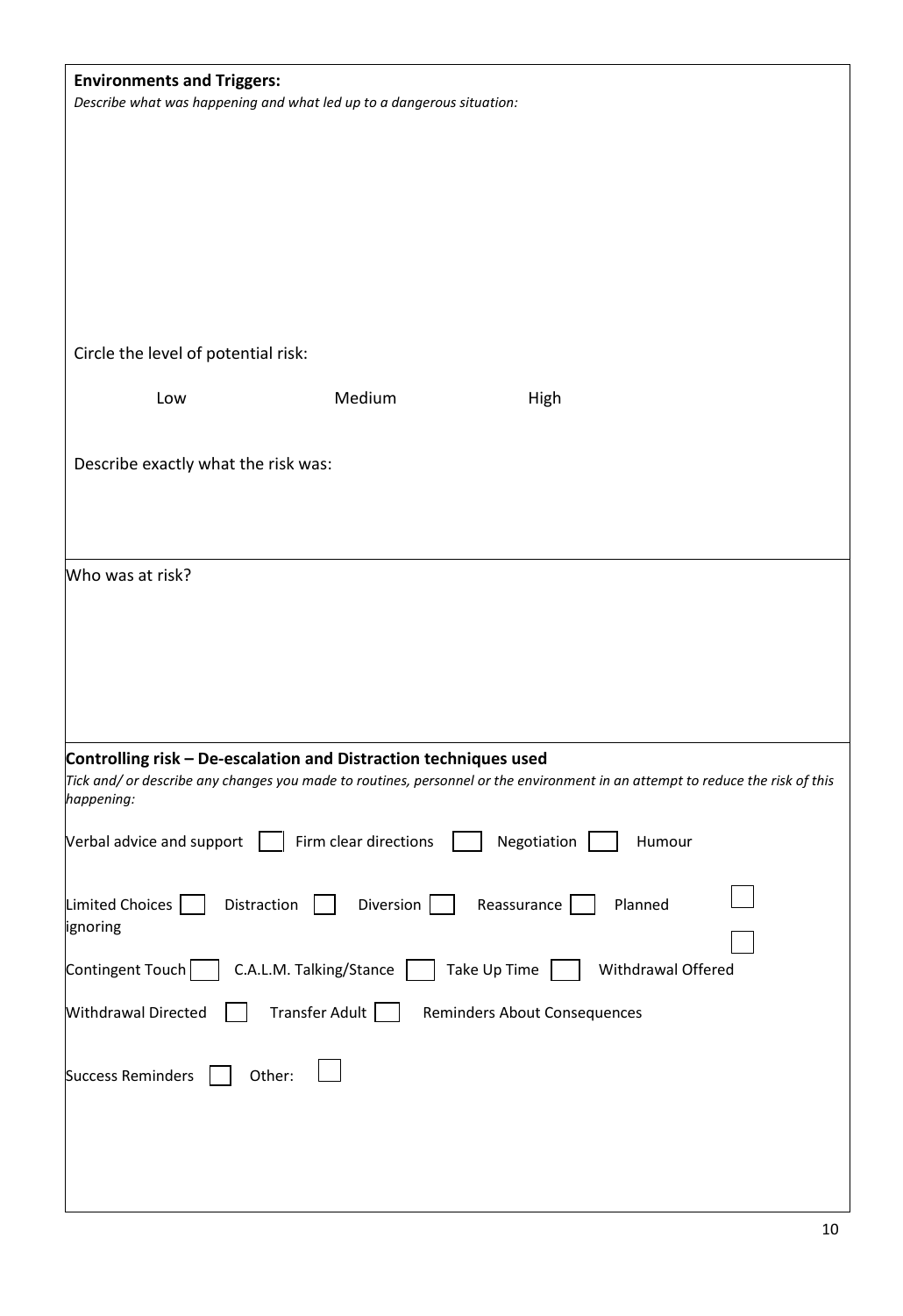**Environments and Triggers:**

*Describe what was happening and what led up to a dangerous situation:*

Circle the level of potential risk:

Low Medium High

Describe exactly what the risk was:

Who was at risk?

**Controlling risk – De-escalation and Distraction techniques used**

*Tick and/ or describe any changes you made to routines, personnel or the environment in an attempt to reduce the risk of this happening:*

Verbal advice and support ☐ Firm clear directions ☐ Negotiation ☐ Humour ☐

Limited Choices ☐ Distraction ☐ Diversion ☐ Reassurance ☐ Planned ignoring ☐

Contingent Touch ☐ C.A.L.M. Talking/Stance ☐ Take Up Time ☐ Withdrawal Offered

Withdrawal Directed ☐ Transfer Adult ☐ Reminders About Consequences

Success Reminders ☐ Other: ☐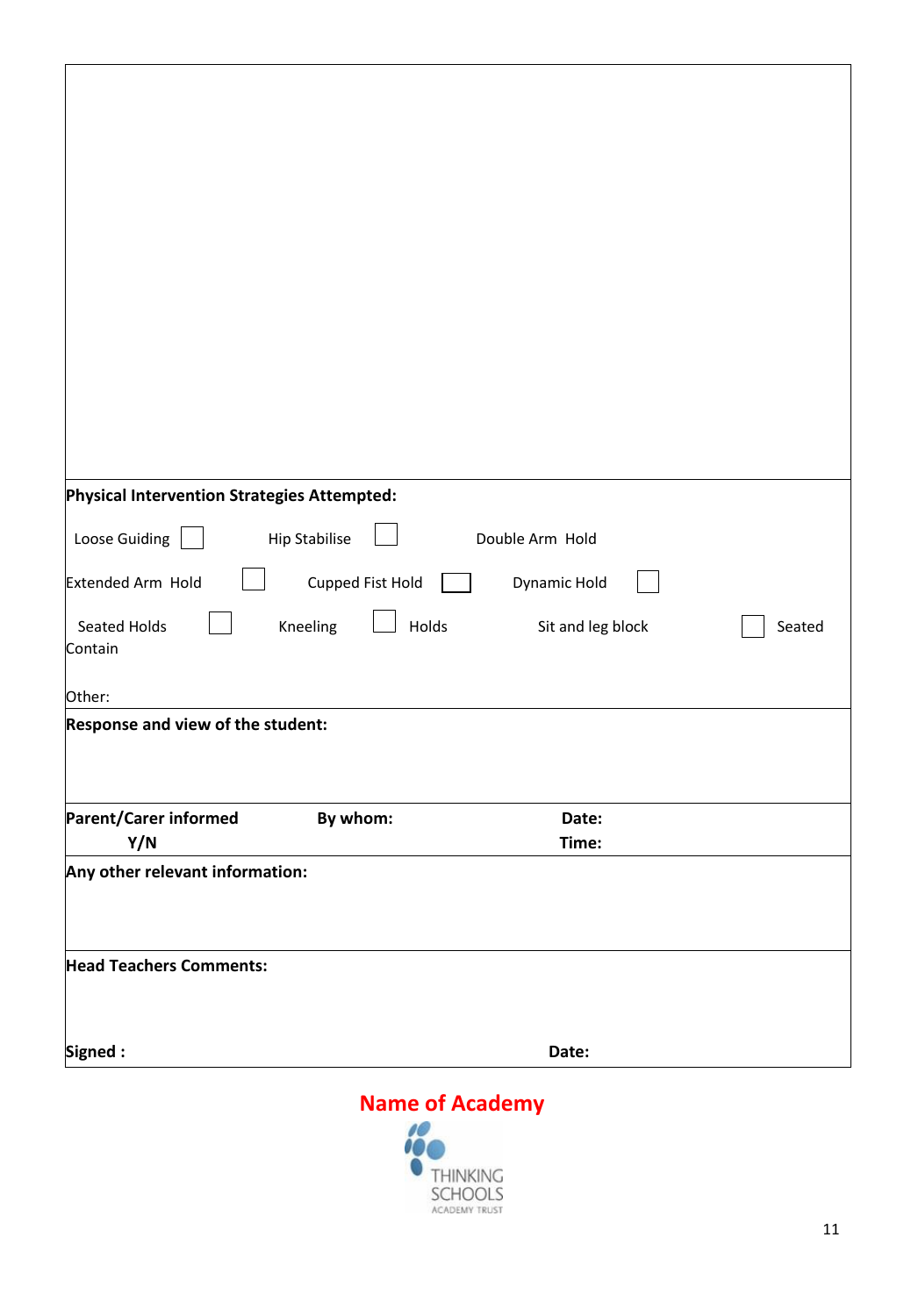**Physical Intervention Strategies Attempted:**

Loose Guiding ☐ Hip Stabilise ☐ Double Arm Hold

Extended Arm Hold ☐ Cupped Fist Hold ☐ Dynamic Hold ☐

Seated Holds ☐ Kneeling ☐ Holds Sit and leg block ☐ Seated Contain

Other:

**Response and view of the student:**

**Parent/Carer informed Y/N** **By whom:** **Date:** **Time:**

**Any other relevant information:**

**Head Teachers Comments:**

**Signed :** **Date:**

**Name of Academy**

THINKING SCHOOLS ACADEMY TRUST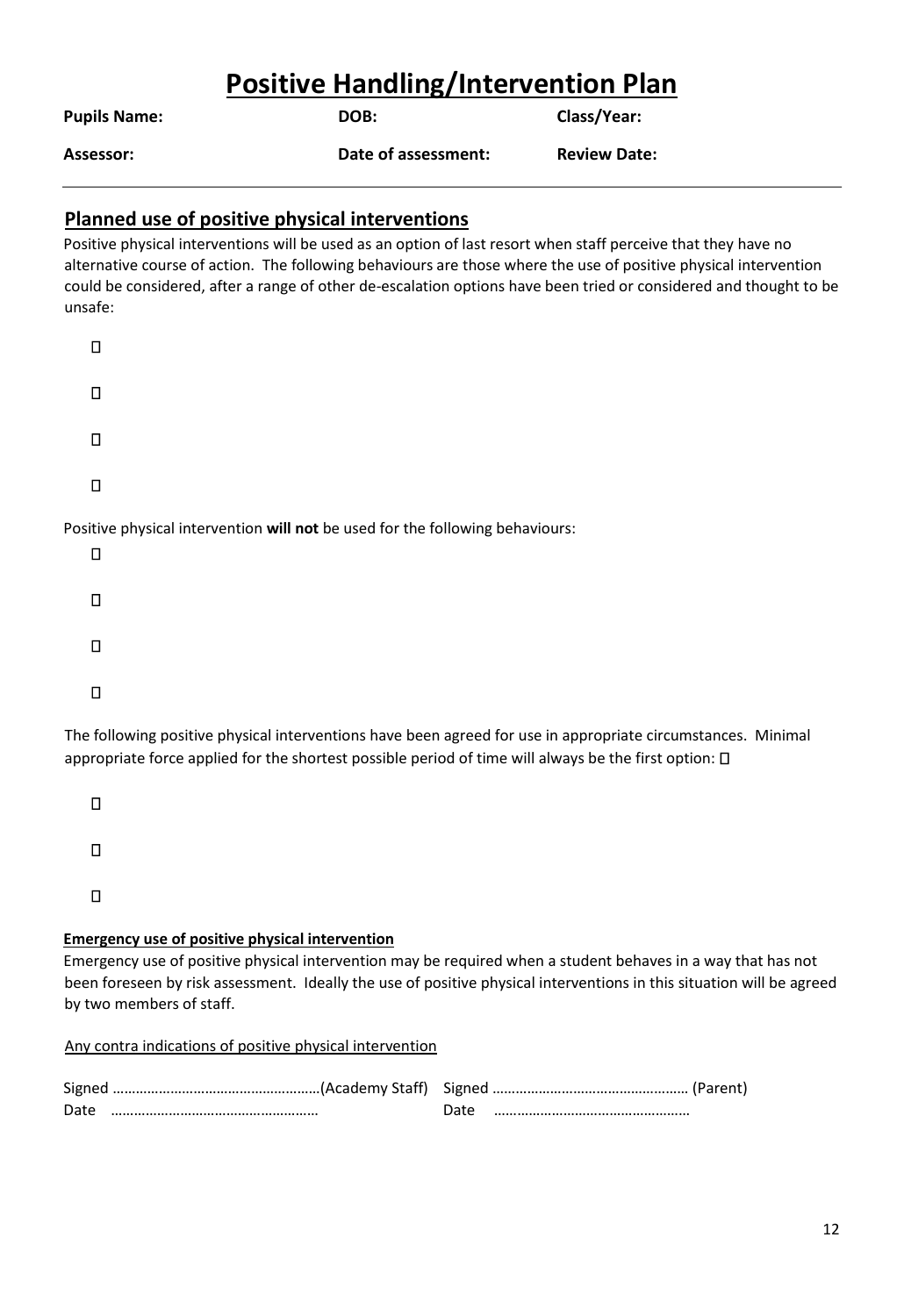# Positive Handling/Intervention Plan

**Pupils Name:** **DOB:** **Class/Year:**

**Assessor:** **Date of assessment:** **Review Date:**

---

## Planned use of positive physical interventions

Positive physical interventions will be used as an option of last resort when staff perceive that they have no alternative course of action. The following behaviours are those where the use of positive physical intervention could be considered, after a range of other de-escalation options have been tried or considered and thought to be unsafe:

- 
- 
- 
- 

Positive physical intervention **will not** be used for the following behaviours:

- 
- 
- 
- 

The following positive physical interventions have been agreed for use in appropriate circumstances. Minimal appropriate force applied for the shortest possible period of time will always be the first option: 

- 
- 
- 

#### Emergency use of positive physical intervention

Emergency use of positive physical intervention may be required when a student behaves in a way that has not been foreseen by risk assessment. Ideally the use of positive physical interventions in this situation will be agreed by two members of staff.

Any contra indications of positive physical intervention

Signed ………………………………………………(Academy Staff) Signed …………………………………………… (Parent)
Date ……………………………………………… Date ……………………………………………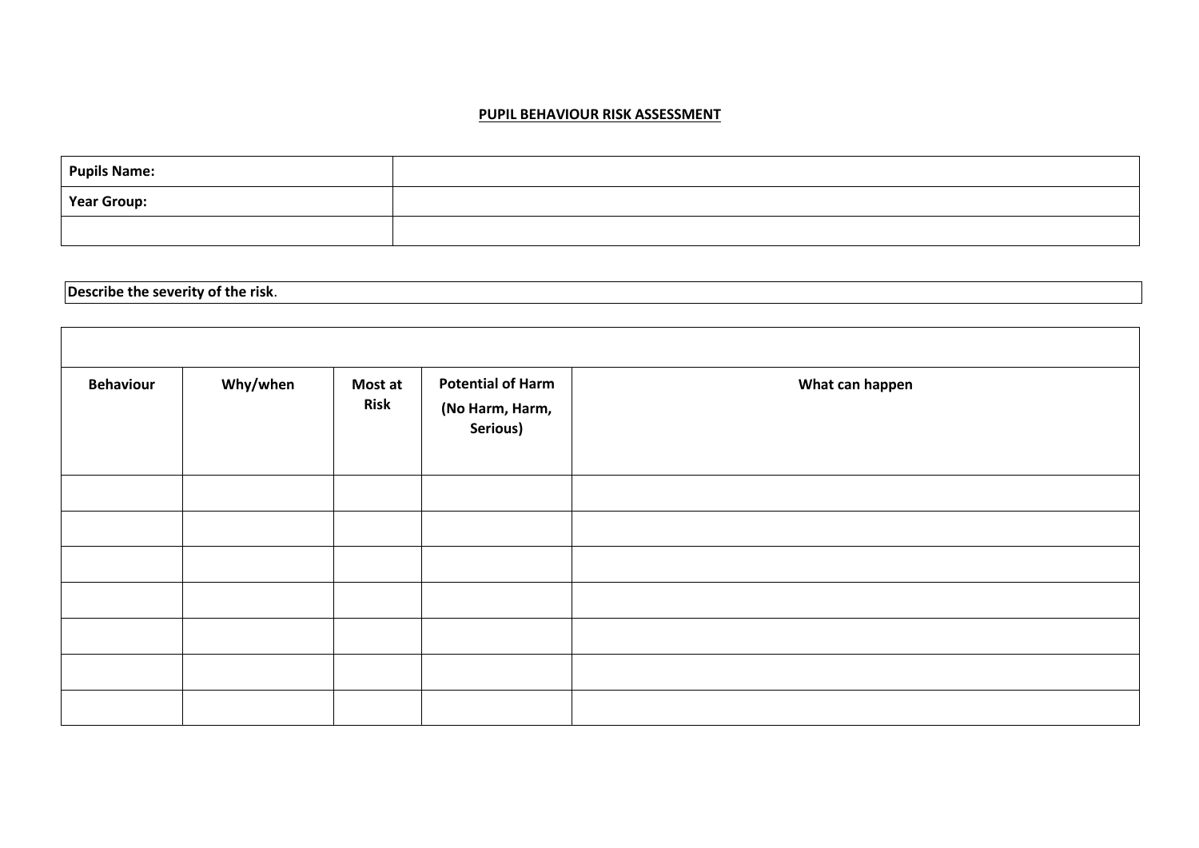**PUPIL BEHAVIOUR RISK ASSESSMENT**

| Pupils Name: | |
|---|---|
| Year Group: | |
| | |

| Describe the severity of the risk. |
|---|

| | | | | |
|---|---|---|---|---|
| **Behaviour** | **Why/when** | **Most at Risk** | **Potential of Harm (No Harm, Harm, Serious)** | **What can happen** |
| | | | | |
| | | | | |
| | | | | |
| | | | | |
| | | | | |
| | | | | |
| | | | | |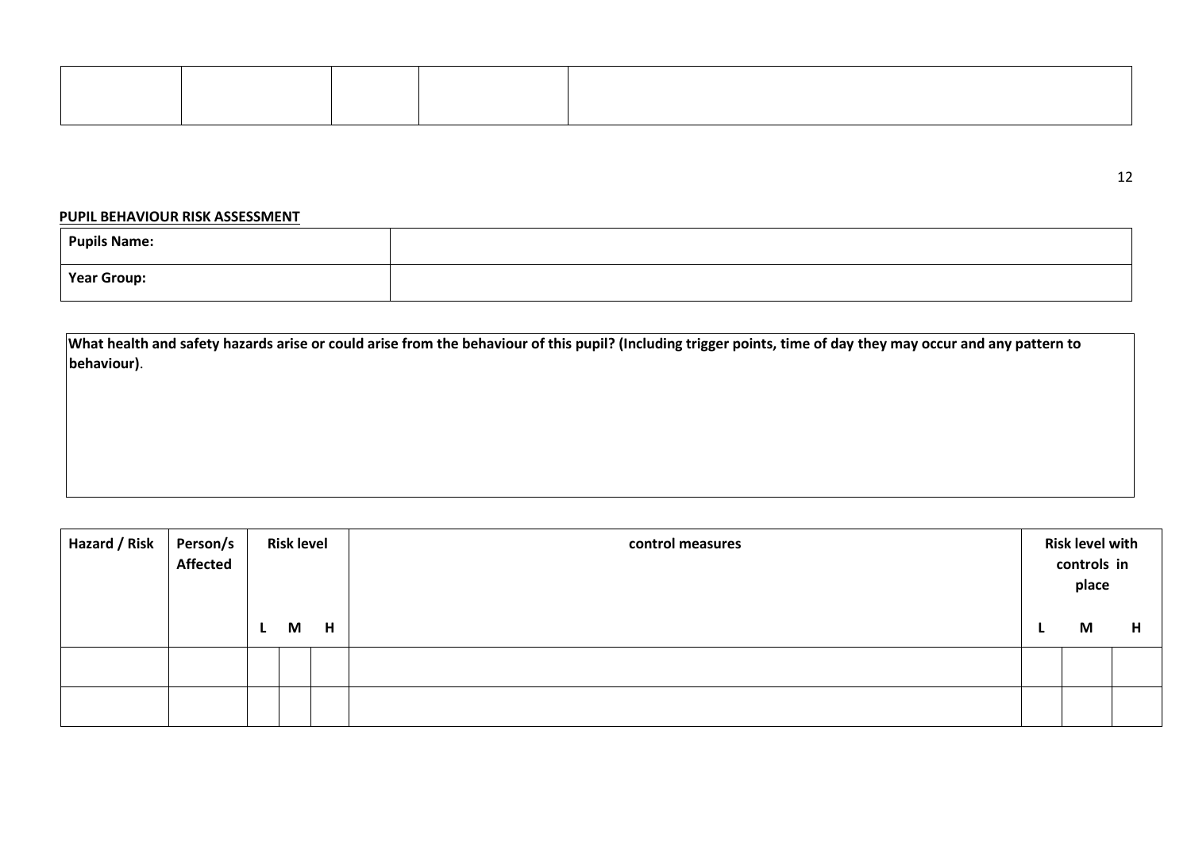| | | | | |
|---|---|---|---|---|
| | | | | |

**PUPIL BEHAVIOUR RISK ASSESSMENT**

| Pupils Name: | |
|---|---|
| **Year Group:** | |

| What health and safety hazards arise or could arise from the behaviour of this pupil? (Including trigger points, time of day they may occur and any pattern to behaviour). |
|---|
| |

| Hazard / Risk | Person/s Affected | Risk level | | | control measures | Risk level with controls in place | | |
|---|---|---|---|---|---|---|---|---|
| | | L | M | H | | L | M | H |
| | | | | | | | | |
| | | | | | | | | |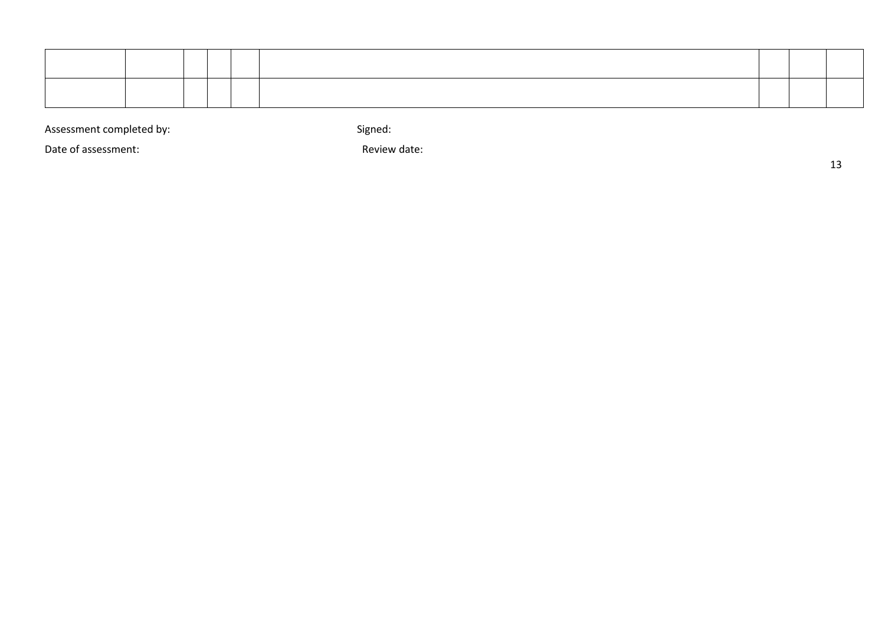| | | | | | | | | |
|---|---|---|---|---|---|---|---|---|
| | | | | | | | | |
| | | | | | | | | |

Assessment completed by: Signed:

Date of assessment: Review date: